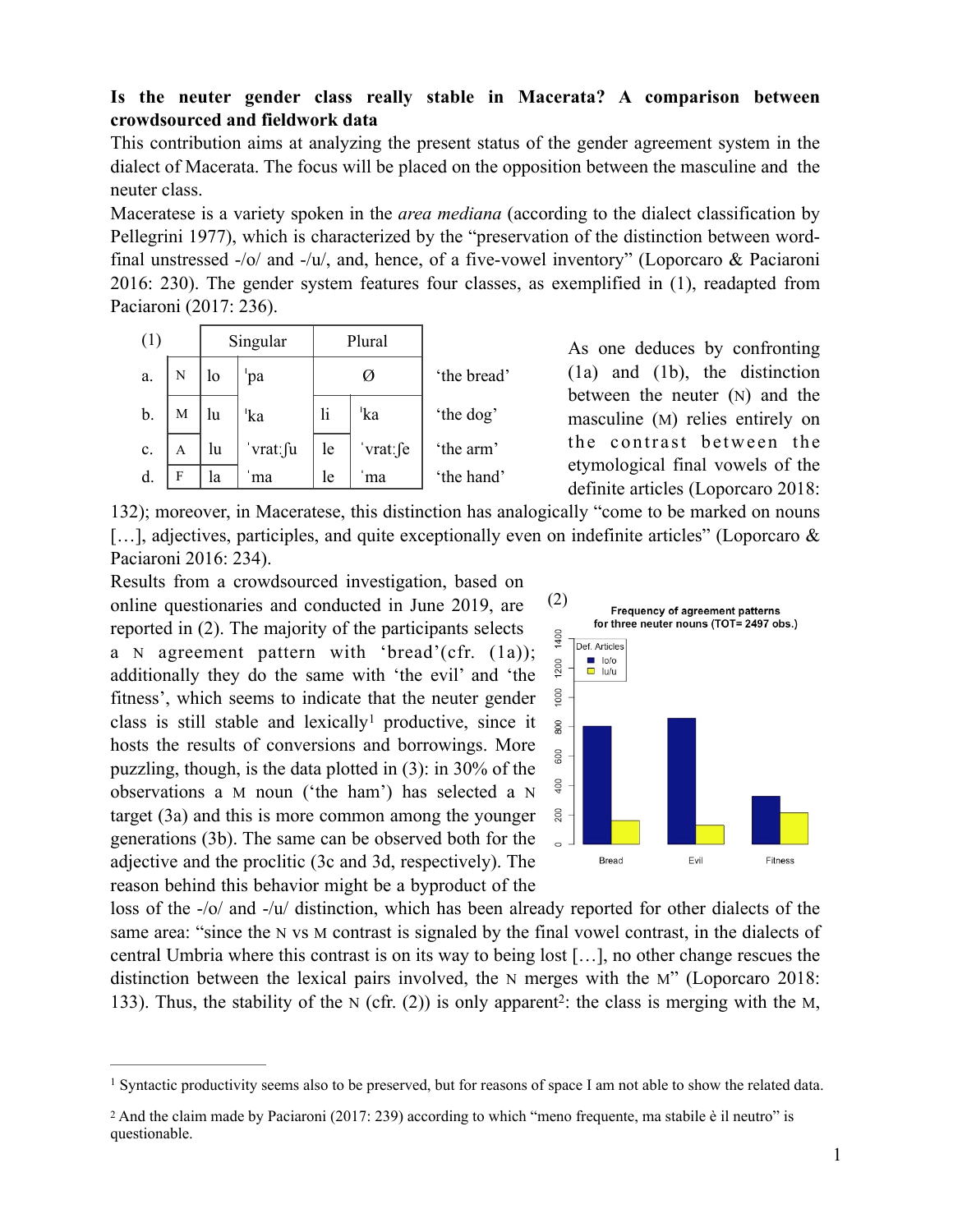**Is the neuter gender class really stable in Macerata? A comparison between crowdsourced and fieldwork data**

This contribution aims at analyzing the present status of the gender agreement system in the dialect of Macerata. The focus will be placed on the opposition between the masculine and the neuter class.

Maceratese is a variety spoken in the *area mediana* (according to the dialect classification by Pellegrini 1977), which is characterized by the "preservation of the distinction between word-final unstressed -/o/ and -/u/, and, hence, of a five-vowel inventory" (Loporcaro & Paciaroni 2016: 230). The gender system features four classes, as exemplified in (1), readapted from Paciaroni (2017: 236).

| (1) | | Singular | | Plural | | |
|---|---|---|---|---|---|---|
| a. | N | lo | ˈpa | Ø | | 'the bread' |
| b. | M | lu | ˈka | li | ˈka | 'the dog' |
| c. | A | lu | ˈvratːʃu | le | ˈvratːʃe | 'the arm' |
| d. | F | la | ˈma | le | ˈma | 'the hand' |

As one deduces by confronting (1a) and (1b), the distinction between the neuter (N) and the masculine (M) relies entirely on the contrast between the etymological final vowels of the definite articles (Loporcaro 2018: 132); moreover, in Maceratese, this distinction has analogically "come to be marked on nouns […], adjectives, participles, and quite exceptionally even on indefinite articles" (Loporcaro & Paciaroni 2016: 234).

Results from a crowdsourced investigation, based on online questionaries and conducted in June 2019, are reported in (2). The majority of the participants selects a N agreement pattern with 'bread'(cfr. (1a)); additionally they do the same with 'the evil' and 'the fitness', which seems to indicate that the neuter gender class is still stable and lexically[1] productive, since it hosts the results of conversions and borrowings. More puzzling, though, is the data plotted in (3): in 30% of the observations a M noun ('the ham') has selected a N target (3a) and this is more common among the younger generations (3b). The same can be observed both for the adjective and the proclitic (3c and 3d, respectively). The reason behind this behavior might be a byproduct of the loss of the -/o/ and -/u/ distinction, which has been already reported for other dialects of the same area: "since the N vs M contrast is signaled by the final vowel contrast, in the dialects of central Umbria where this contrast is on its way to being lost […], no other change rescues the distinction between the lexical pairs involved, the N merges with the M" (Loporcaro 2018: 133). Thus, the stability of the N (cfr. (2)) is only apparent[2]: the class is merging with the M,

(2)

**Frequency of agreement patterns for three neuter nouns (TOT= 2497 obs.)**

| | lo/o | lu/u |
|---|---|---|
| Bread | ~800 | ~160 |
| Evil | ~860 | ~130 |
| Fitness | ~320 | ~210 |

---

[1] Syntactic productivity seems also to be preserved, but for reasons of space I am not able to show the related data.

[2] And the claim made by Paciaroni (2017: 239) according to which "meno frequente, ma stabile è il neutro" is questionable.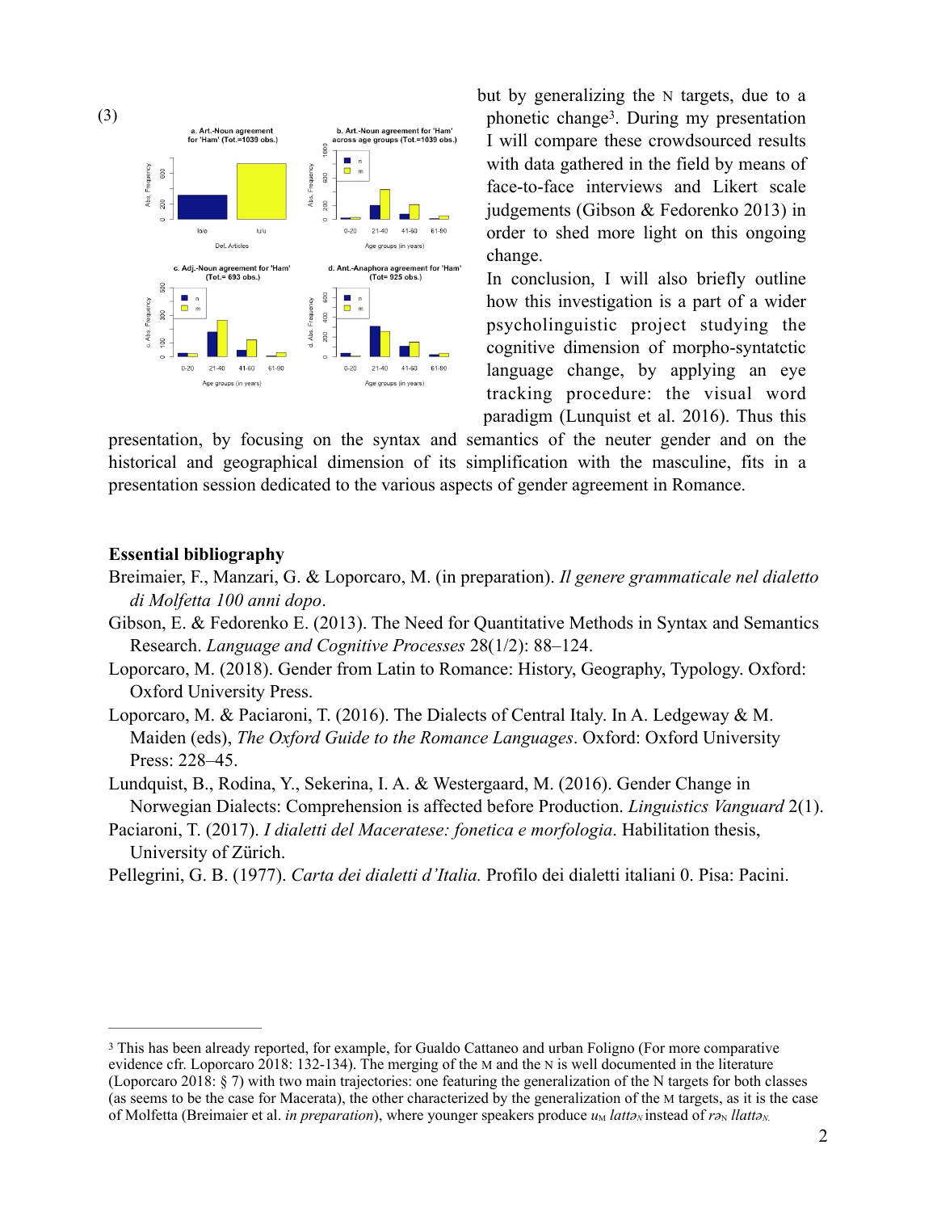(3)

a. Art.-Noun agreement for 'Ham' (Tot.=1039 obs.)

Abs. Frequency

0
200
600

lolo
lu/u

Def. Articles

b. Art.-Noun agreement for 'Ham' across age groups (Tot.=1039 obs.)

Abs. Frequency

0
200
600
1000

n
m

0-20
21-40
41-60
61-90

Age groups (in years)

c. Adj.-Noun agreement for 'Ham' (Tot.= 693 obs.)

c. Abs. Frequency

0
100
300
500

n
m

0-20
21-40
41-60
61-90

Age groups (in years)

d. Ant.-Anaphora agreement for 'Ham' (Tot= 925 obs.)

d. Abs. Frequency

0
200
400
600

n
m

0-20
21-40
41-60
61-90

Age groups (in years)

but by generalizing the N targets, due to a phonetic change[3]. During my presentation I will compare these crowdsourced results with data gathered in the field by means of face-to-face interviews and Likert scale judgements (Gibson & Fedorenko 2013) in order to shed more light on this ongoing change.

In conclusion, I will also briefly outline how this investigation is a part of a wider psycholinguistic project studying the cognitive dimension of morpho-syntatctic language change, by applying an eye tracking procedure: the visual word paradigm (Lunquist et al. 2016). Thus this presentation, by focusing on the syntax and semantics of the neuter gender and on the historical and geographical dimension of its simplification with the masculine, fits in a presentation session dedicated to the various aspects of gender agreement in Romance.

**Essential bibliography**

Breimaier, F., Manzari, G. & Loporcaro, M. (in preparation). *Il genere grammaticale nel dialetto di Molfetta 100 anni dopo*.

Gibson, E. & Fedorenko E. (2013). The Need for Quantitative Methods in Syntax and Semantics Research. *Language and Cognitive Processes* 28(1/2): 88–124.

Loporcaro, M. (2018). Gender from Latin to Romance: History, Geography, Typology. Oxford: Oxford University Press.

Loporcaro, M. & Paciaroni, T. (2016). The Dialects of Central Italy. In A. Ledgeway & M. Maiden (eds), *The Oxford Guide to the Romance Languages*. Oxford: Oxford University Press: 228–45.

Lundquist, B., Rodina, Y., Sekerina, I. A. & Westergaard, M. (2016). Gender Change in Norwegian Dialects: Comprehension is affected before Production. *Linguistics Vanguard* 2(1).

Paciaroni, T. (2017). *I dialetti del Maceratese: fonetica e morfologia*. Habilitation thesis, University of Zürich.

Pellegrini, G. B. (1977). *Carta dei dialetti d'Italia.* Profilo dei dialetti italiani 0. Pisa: Pacini.

---

[3] This has been already reported, for example, for Gualdo Cattaneo and urban Foligno (For more comparative evidence cfr. Loporcaro 2018: 132-134). The merging of the M and the N is well documented in the literature (Loporcaro 2018: § 7) with two main trajectories: one featuring the generalization of the N targets for both classes (as seems to be the case for Macerata), the other characterized by the generalization of the M targets, as it is the case of Molfetta (Breimaier et al. *in preparation*), where younger speakers produce *u*$_{\text{M}}$ *lattə*$_{N}$ instead of *rə*$_{\text{N}}$ *llattə*$_{N}$.